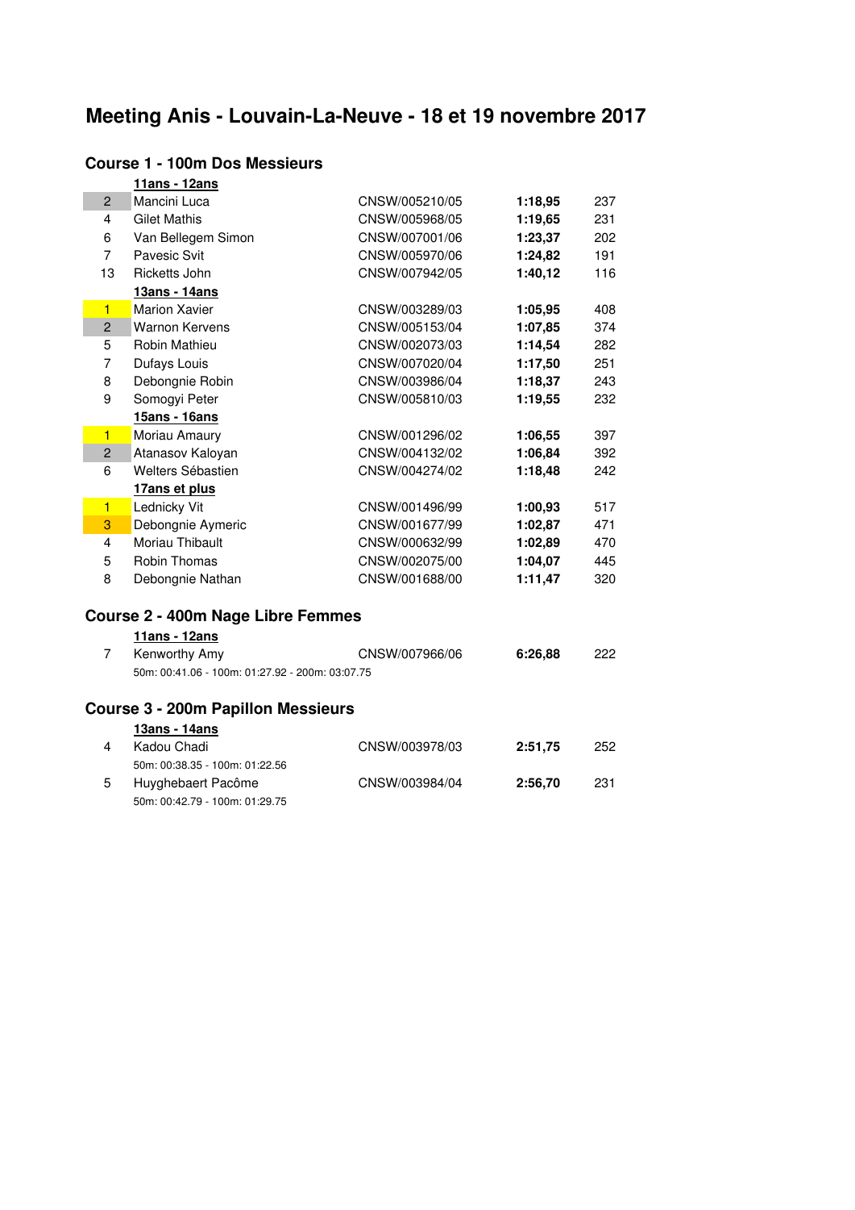# Meeting Anis - Louvain-La-Neuve - 18 et 19 novembre 2017

## Course 1 - 100m Dos Messieurs

| | | | | |
|---|---|---|---|---|
| | **11ans - 12ans** | | | |
| 2 | Mancini Luca | CNSW/005210/05 | **1:18,95** | 237 |
| 4 | Gilet Mathis | CNSW/005968/05 | **1:19,65** | 231 |
| 6 | Van Bellegem Simon | CNSW/007001/06 | **1:23,37** | 202 |
| 7 | Pavesic Svit | CNSW/005970/06 | **1:24,82** | 191 |
| 13 | Ricketts John | CNSW/007942/05 | **1:40,12** | 116 |
| | **13ans - 14ans** | | | |
| 1 | Marion Xavier | CNSW/003289/03 | **1:05,95** | 408 |
| 2 | Warnon Kervens | CNSW/005153/04 | **1:07,85** | 374 |
| 5 | Robin Mathieu | CNSW/002073/03 | **1:14,54** | 282 |
| 7 | Dufays Louis | CNSW/007020/04 | **1:17,50** | 251 |
| 8 | Debongnie Robin | CNSW/003986/04 | **1:18,37** | 243 |
| 9 | Somogyi Peter | CNSW/005810/03 | **1:19,55** | 232 |
| | **15ans - 16ans** | | | |
| 1 | Moriau Amaury | CNSW/001296/02 | **1:06,55** | 397 |
| 2 | Atanasov Kaloyan | CNSW/004132/02 | **1:06,84** | 392 |
| 6 | Welters Sébastien | CNSW/004274/02 | **1:18,48** | 242 |
| | **17ans et plus** | | | |
| 1 | Lednicky Vit | CNSW/001496/99 | **1:00,93** | 517 |
| 3 | Debongnie Aymeric | CNSW/001677/99 | **1:02,87** | 471 |
| 4 | Moriau Thibault | CNSW/000632/99 | **1:02,89** | 470 |
| 5 | Robin Thomas | CNSW/002075/00 | **1:04,07** | 445 |
| 8 | Debongnie Nathan | CNSW/001688/00 | **1:11,47** | 320 |

## Course 2 - 400m Nage Libre Femmes

| | | | | |
|---|---|---|---|---|
| | **11ans - 12ans** | | | |
| 7 | Kenworthy Amy | CNSW/007966/06 | **6:26,88** | 222 |
| | 50m: 00:41.06 - 100m: 01:27.92 - 200m: 03:07.75 | | | |

## Course 3 - 200m Papillon Messieurs

| | | | | |
|---|---|---|---|---|
| | **13ans - 14ans** | | | |
| 4 | Kadou Chadi | CNSW/003978/03 | **2:51,75** | 252 |
| | 50m: 00:38.35 - 100m: 01:22.56 | | | |
| 5 | Huyghebaert Pacôme | CNSW/003984/04 | **2:56,70** | 231 |
| | 50m: 00:42.79 - 100m: 01:29.75 | | | |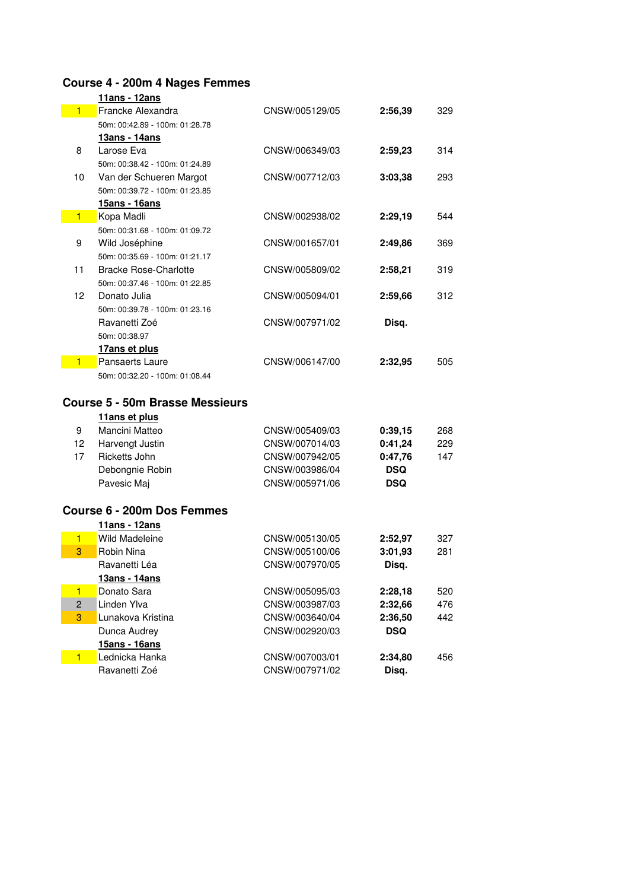## Course 4 - 200m 4 Nages Femmes

| Place | Nom | Licence | Temps | Points |
|---|---|---|---|---|
| | **11ans - 12ans** | | | |
| 1 | Francke Alexandra | CNSW/005129/05 | **2:56,39** | 329 |
| | 50m: 00:42.89 - 100m: 01:28.78 | | | |
| | **13ans - 14ans** | | | |
| 8 | Larose Eva | CNSW/006349/03 | **2:59,23** | 314 |
| | 50m: 00:38.42 - 100m: 01:24.89 | | | |
| 10 | Van der Schueren Margot | CNSW/007712/03 | **3:03,38** | 293 |
| | 50m: 00:39.72 - 100m: 01:23.85 | | | |
| | **15ans - 16ans** | | | |
| 1 | Kopa Madli | CNSW/002938/02 | **2:29,19** | 544 |
| | 50m: 00:31.68 - 100m: 01:09.72 | | | |
| 9 | Wild Joséphine | CNSW/001657/01 | **2:49,86** | 369 |
| | 50m: 00:35.69 - 100m: 01:21.17 | | | |
| 11 | Bracke Rose-Charlotte | CNSW/005809/02 | **2:58,21** | 319 |
| | 50m: 00:37.46 - 100m: 01:22.85 | | | |
| 12 | Donato Julia | CNSW/005094/01 | **2:59,66** | 312 |
| | 50m: 00:39.78 - 100m: 01:23.16 | | | |
| | Ravanetti Zoé | CNSW/007971/02 | **Disq.** | |
| | 50m: 00:38.97 | | | |
| | **17ans et plus** | | | |
| 1 | Pansaerts Laure | CNSW/006147/00 | **2:32,95** | 505 |
| | 50m: 00:32.20 - 100m: 01:08.44 | | | |

## Course 5 - 50m Brasse Messieurs

| Place | Nom | Licence | Temps | Points |
|---|---|---|---|---|
| | **11ans et plus** | | | |
| 9 | Mancini Matteo | CNSW/005409/03 | **0:39,15** | 268 |
| 12 | Harvengt Justin | CNSW/007014/03 | **0:41,24** | 229 |
| 17 | Ricketts John | CNSW/007942/05 | **0:47,76** | 147 |
| | Debongnie Robin | CNSW/003986/04 | **DSQ** | |
| | Pavesic Maj | CNSW/005971/06 | **DSQ** | |

## Course 6 - 200m Dos Femmes

| Place | Nom | Licence | Temps | Points |
|---|---|---|---|---|
| | **11ans - 12ans** | | | |
| 1 | Wild Madeleine | CNSW/005130/05 | **2:52,97** | 327 |
| 3 | Robin Nina | CNSW/005100/06 | **3:01,93** | 281 |
| | Ravanetti Léa | CNSW/007970/05 | **Disq.** | |
| | **13ans - 14ans** | | | |
| 1 | Donato Sara | CNSW/005095/03 | **2:28,18** | 520 |
| 2 | Linden Ylva | CNSW/003987/03 | **2:32,66** | 476 |
| 3 | Lunakova Kristina | CNSW/003640/04 | **2:36,50** | 442 |
| | Dunca Audrey | CNSW/002920/03 | **DSQ** | |
| | **15ans - 16ans** | | | |
| 1 | Lednicka Hanka | CNSW/007003/01 | **2:34,80** | 456 |
| | Ravanetti Zoé | CNSW/007971/02 | **Disq.** | |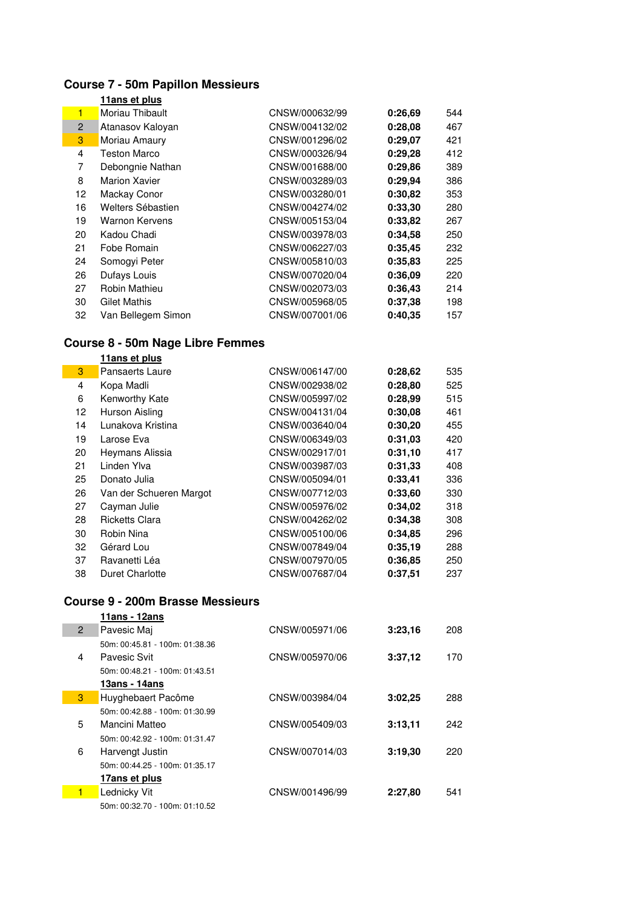## Course 7 - 50m Papillon Messieurs

**11ans et plus**

| | | | | |
|---|---|---|---|---|
| 1 | Moriau Thibault | CNSW/000632/99 | **0:26,69** | 544 |
| 2 | Atanasov Kaloyan | CNSW/004132/02 | **0:28,08** | 467 |
| 3 | Moriau Amaury | CNSW/001296/02 | **0:29,07** | 421 |
| 4 | Teston Marco | CNSW/000326/94 | **0:29,28** | 412 |
| 7 | Debongnie Nathan | CNSW/001688/00 | **0:29,86** | 389 |
| 8 | Marion Xavier | CNSW/003289/03 | **0:29,94** | 386 |
| 12 | Mackay Conor | CNSW/003280/01 | **0:30,82** | 353 |
| 16 | Welters Sébastien | CNSW/004274/02 | **0:33,30** | 280 |
| 19 | Warnon Kervens | CNSW/005153/04 | **0:33,82** | 267 |
| 20 | Kadou Chadi | CNSW/003978/03 | **0:34,58** | 250 |
| 21 | Fobe Romain | CNSW/006227/03 | **0:35,45** | 232 |
| 24 | Somogyi Peter | CNSW/005810/03 | **0:35,83** | 225 |
| 26 | Dufays Louis | CNSW/007020/04 | **0:36,09** | 220 |
| 27 | Robin Mathieu | CNSW/002073/03 | **0:36,43** | 214 |
| 30 | Gilet Mathis | CNSW/005968/05 | **0:37,38** | 198 |
| 32 | Van Bellegem Simon | CNSW/007001/06 | **0:40,35** | 157 |

## Course 8 - 50m Nage Libre Femmes

**11ans et plus**

| | | | | |
|---|---|---|---|---|
| 3 | Pansaerts Laure | CNSW/006147/00 | **0:28,62** | 535 |
| 4 | Kopa Madli | CNSW/002938/02 | **0:28,80** | 525 |
| 6 | Kenworthy Kate | CNSW/005997/02 | **0:28,99** | 515 |
| 12 | Hurson Aisling | CNSW/004131/04 | **0:30,08** | 461 |
| 14 | Lunakova Kristina | CNSW/003640/04 | **0:30,20** | 455 |
| 19 | Larose Eva | CNSW/006349/03 | **0:31,03** | 420 |
| 20 | Heymans Alissia | CNSW/002917/01 | **0:31,10** | 417 |
| 21 | Linden Ylva | CNSW/003987/03 | **0:31,33** | 408 |
| 25 | Donato Julia | CNSW/005094/01 | **0:33,41** | 336 |
| 26 | Van der Schueren Margot | CNSW/007712/03 | **0:33,60** | 330 |
| 27 | Cayman Julie | CNSW/005976/02 | **0:34,02** | 318 |
| 28 | Ricketts Clara | CNSW/004262/02 | **0:34,38** | 308 |
| 30 | Robin Nina | CNSW/005100/06 | **0:34,85** | 296 |
| 32 | Gérard Lou | CNSW/007849/04 | **0:35,19** | 288 |
| 37 | Ravanetti Léa | CNSW/007970/05 | **0:36,85** | 250 |
| 38 | Duret Charlotte | CNSW/007687/04 | **0:37,51** | 237 |

## Course 9 - 200m Brasse Messieurs

**11ans - 12ans**

| | | | | |
|---|---|---|---|---|
| 2 | Pavesic Maj<br>50m: 00:45.81 - 100m: 01:38.36 | CNSW/005971/06 | **3:23,16** | 208 |
| 4 | Pavesic Svit<br>50m: 00:48.21 - 100m: 01:43.51 | CNSW/005970/06 | **3:37,12** | 170 |

**13ans - 14ans**

| | | | | |
|---|---|---|---|---|
| 3 | Huyghebaert Pacôme<br>50m: 00:42.88 - 100m: 01:30.99 | CNSW/003984/04 | **3:02,25** | 288 |
| 5 | Mancini Matteo<br>50m: 00:42.92 - 100m: 01:31.47 | CNSW/005409/03 | **3:13,11** | 242 |
| 6 | Harvengt Justin<br>50m: 00:44.25 - 100m: 01:35.17 | CNSW/007014/03 | **3:19,30** | 220 |

**17ans et plus**

| | | | | |
|---|---|---|---|---|
| 1 | Lednicky Vit<br>50m: 00:32.70 - 100m: 01:10.52 | CNSW/001496/99 | **2:27,80** | 541 |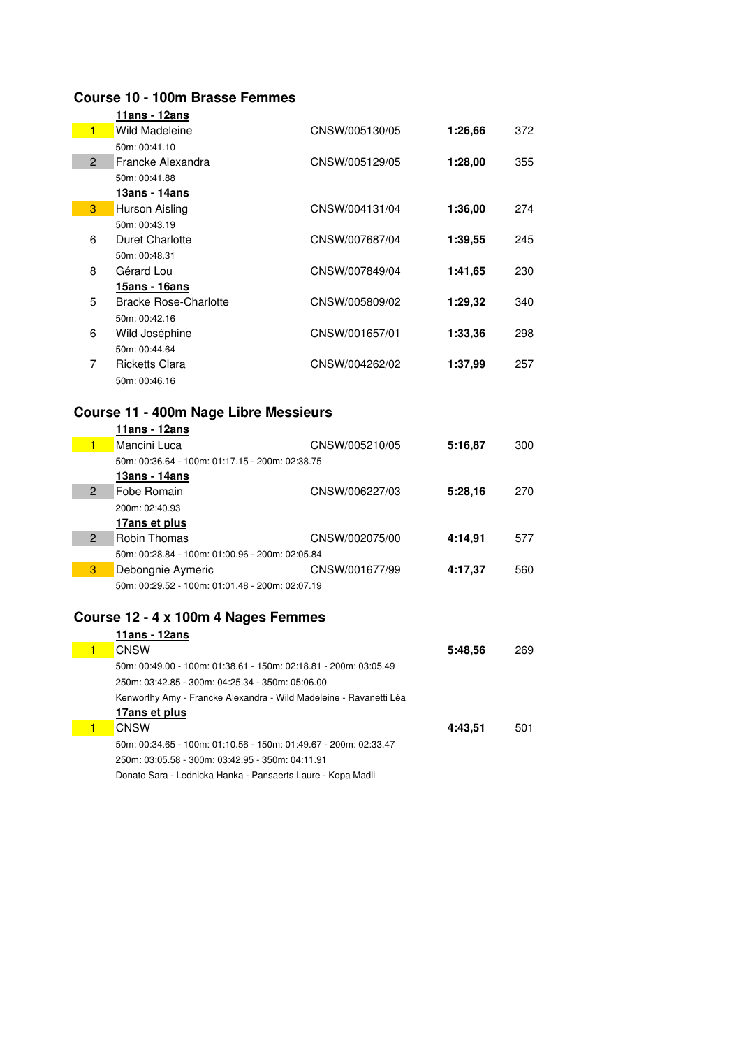## Course 10 - 100m Brasse Femmes

**11ans - 12ans**

| Place | Nom | Licence | Temps | Points |
|---|---|---|---|---|
| 1 | Wild Madeleine | CNSW/005130/05 | **1:26,66** | 372 |
| | 50m: 00:41.10 | | | |
| 2 | Francke Alexandra | CNSW/005129/05 | **1:28,00** | 355 |
| | 50m: 00:41.88 | | | |

**13ans - 14ans**

| Place | Nom | Licence | Temps | Points |
|---|---|---|---|---|
| 3 | Hurson Aisling | CNSW/004131/04 | **1:36,00** | 274 |
| | 50m: 00:43.19 | | | |
| 6 | Duret Charlotte | CNSW/007687/04 | **1:39,55** | 245 |
| | 50m: 00:48.31 | | | |
| 8 | Gérard Lou | CNSW/007849/04 | **1:41,65** | 230 |

**15ans - 16ans**

| Place | Nom | Licence | Temps | Points |
|---|---|---|---|---|
| 5 | Bracke Rose-Charlotte | CNSW/005809/02 | **1:29,32** | 340 |
| | 50m: 00:42.16 | | | |
| 6 | Wild Joséphine | CNSW/001657/01 | **1:33,36** | 298 |
| | 50m: 00:44.64 | | | |
| 7 | Ricketts Clara | CNSW/004262/02 | **1:37,99** | 257 |
| | 50m: 00:46.16 | | | |

## Course 11 - 400m Nage Libre Messieurs

**11ans - 12ans**

| Place | Nom | Licence | Temps | Points |
|---|---|---|---|---|
| 1 | Mancini Luca | CNSW/005210/05 | **5:16,87** | 300 |
| | 50m: 00:36.64 - 100m: 01:17.15 - 200m: 02:38.75 | | | |

**13ans - 14ans**

| Place | Nom | Licence | Temps | Points |
|---|---|---|---|---|
| 2 | Fobe Romain | CNSW/006227/03 | **5:28,16** | 270 |
| | 200m: 02:40.93 | | | |

**17ans et plus**

| Place | Nom | Licence | Temps | Points |
|---|---|---|---|---|
| 2 | Robin Thomas | CNSW/002075/00 | **4:14,91** | 577 |
| | 50m: 00:28.84 - 100m: 01:00.96 - 200m: 02:05.84 | | | |
| 3 | Debongnie Aymeric | CNSW/001677/99 | **4:17,37** | 560 |
| | 50m: 00:29.52 - 100m: 01:01.48 - 200m: 02:07.19 | | | |

## Course 12 - 4 x 100m 4 Nages Femmes

**11ans - 12ans**

| Place | Équipe | Temps | Points |
|---|---|---|---|
| 1 | CNSW | **5:48,56** | 269 |
| | 50m: 00:49.00 - 100m: 01:38.61 - 150m: 02:18.81 - 200m: 03:05.49 | | |
| | 250m: 03:42.85 - 300m: 04:25.34 - 350m: 05:06.00 | | |
| | Kenworthy Amy - Francke Alexandra - Wild Madeleine - Ravanetti Léa | | |

**17ans et plus**

| Place | Équipe | Temps | Points |
|---|---|---|---|
| 1 | CNSW | **4:43,51** | 501 |
| | 50m: 00:34.65 - 100m: 01:10.56 - 150m: 01:49.67 - 200m: 02:33.47 | | |
| | 250m: 03:05.58 - 300m: 03:42.95 - 350m: 04:11.91 | | |
| | Donato Sara - Lednicka Hanka - Pansaerts Laure - Kopa Madli | | |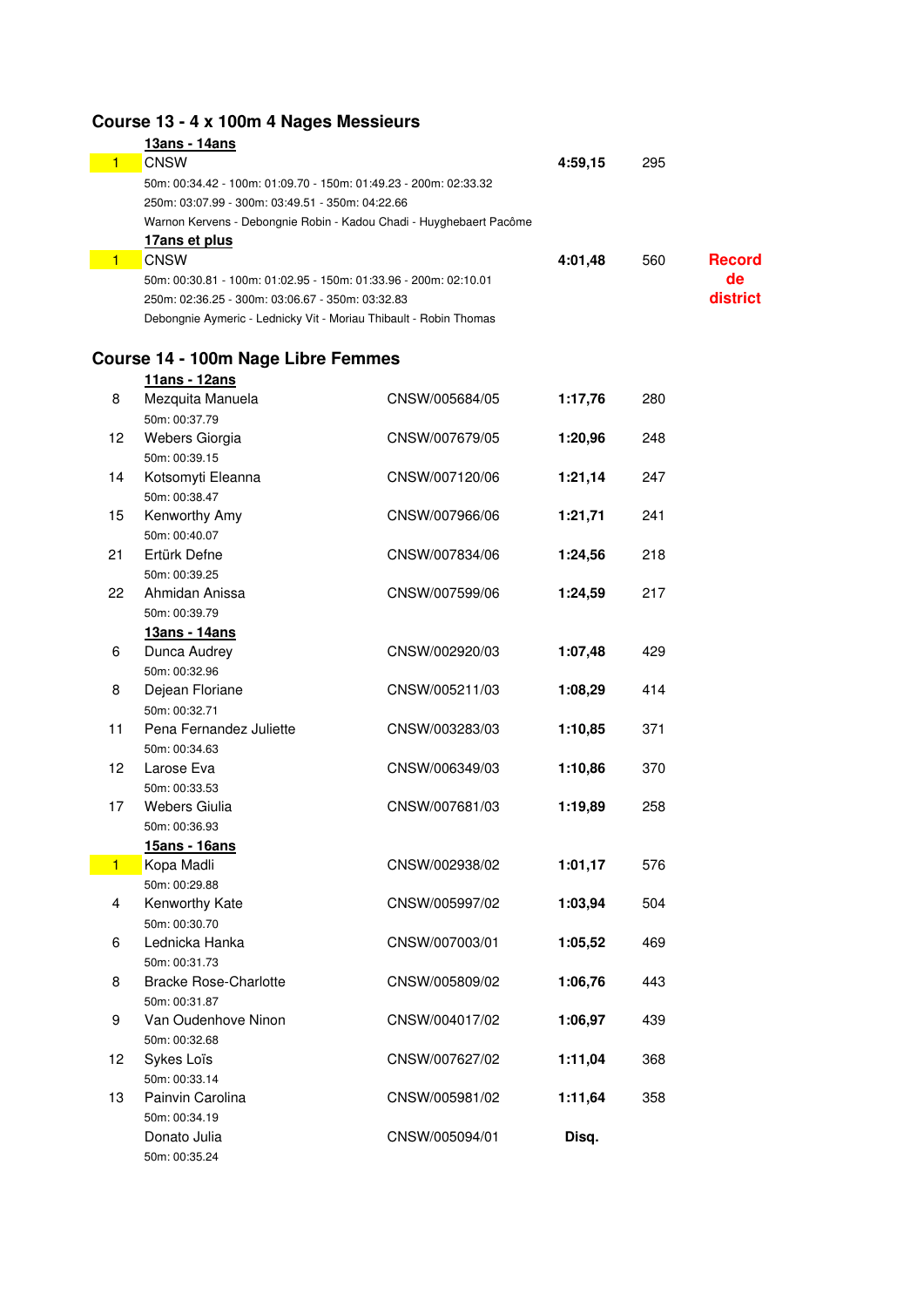## Course 13 - 4 x 100m 4 Nages Messieurs

**13ans - 14ans**

| Place | Équipe | | Temps | Points | |
|---|---|---|---|---|---|
| 1 | CNSW | | **4:59,15** | 295 | |
| | 50m: 00:34.42 - 100m: 01:09.70 - 150m: 01:49.23 - 200m: 02:33.32 | | | | |
| | 250m: 03:07.99 - 300m: 03:49.51 - 350m: 04:22.66 | | | | |
| | Warnon Kervens - Debongnie Robin - Kadou Chadi - Huyghebaert Pacôme | | | | |

**17ans et plus**

| Place | Équipe | | Temps | Points | |
|---|---|---|---|---|---|
| 1 | CNSW | | **4:01,48** | 560 | **Record de district** |
| | 50m: 00:30.81 - 100m: 01:02.95 - 150m: 01:33.96 - 200m: 02:10.01 | | | | |
| | 250m: 02:36.25 - 300m: 03:06.67 - 350m: 03:32.83 | | | | |
| | Debongnie Aymeric - Lednicky Vit - Moriau Thibault - Robin Thomas | | | | |

## Course 14 - 100m Nage Libre Femmes

**11ans - 12ans**

| Place | Nom | Licence | Temps | Points |
|---|---|---|---|---|
| 8 | Mezquita Manuela | CNSW/005684/05 | **1:17,76** | 280 |
| | 50m: 00:37.79 | | | |
| 12 | Webers Giorgia | CNSW/007679/05 | **1:20,96** | 248 |
| | 50m: 00:39.15 | | | |
| 14 | Kotsomyti Eleanna | CNSW/007120/06 | **1:21,14** | 247 |
| | 50m: 00:38.47 | | | |
| 15 | Kenworthy Amy | CNSW/007966/06 | **1:21,71** | 241 |
| | 50m: 00:40.07 | | | |
| 21 | Ertürk Defne | CNSW/007834/06 | **1:24,56** | 218 |
| | 50m: 00:39.25 | | | |
| 22 | Ahmidan Anissa | CNSW/007599/06 | **1:24,59** | 217 |
| | 50m: 00:39.79 | | | |

**13ans - 14ans**

| Place | Nom | Licence | Temps | Points |
|---|---|---|---|---|
| 6 | Dunca Audrey | CNSW/002920/03 | **1:07,48** | 429 |
| | 50m: 00:32.96 | | | |
| 8 | Dejean Floriane | CNSW/005211/03 | **1:08,29** | 414 |
| | 50m: 00:32.71 | | | |
| 11 | Pena Fernandez Juliette | CNSW/003283/03 | **1:10,85** | 371 |
| | 50m: 00:34.63 | | | |
| 12 | Larose Eva | CNSW/006349/03 | **1:10,86** | 370 |
| | 50m: 00:33.53 | | | |
| 17 | Webers Giulia | CNSW/007681/03 | **1:19,89** | 258 |
| | 50m: 00:36.93 | | | |

**15ans - 16ans**

| Place | Nom | Licence | Temps | Points |
|---|---|---|---|---|
| 1 | Kopa Madli | CNSW/002938/02 | **1:01,17** | 576 |
| | 50m: 00:29.88 | | | |
| 4 | Kenworthy Kate | CNSW/005997/02 | **1:03,94** | 504 |
| | 50m: 00:30.70 | | | |
| 6 | Lednicka Hanka | CNSW/007003/01 | **1:05,52** | 469 |
| | 50m: 00:31.73 | | | |
| 8 | Bracke Rose-Charlotte | CNSW/005809/02 | **1:06,76** | 443 |
| | 50m: 00:31.87 | | | |
| 9 | Van Oudenhove Ninon | CNSW/004017/02 | **1:06,97** | 439 |
| | 50m: 00:32.68 | | | |
| 12 | Sykes Loïs | CNSW/007627/02 | **1:11,04** | 368 |
| | 50m: 00:33.14 | | | |
| 13 | Painvin Carolina | CNSW/005981/02 | **1:11,64** | 358 |
| | 50m: 00:34.19 | | | |
| | Donato Julia | CNSW/005094/01 | **Disq.** | |
| | 50m: 00:35.24 | | | |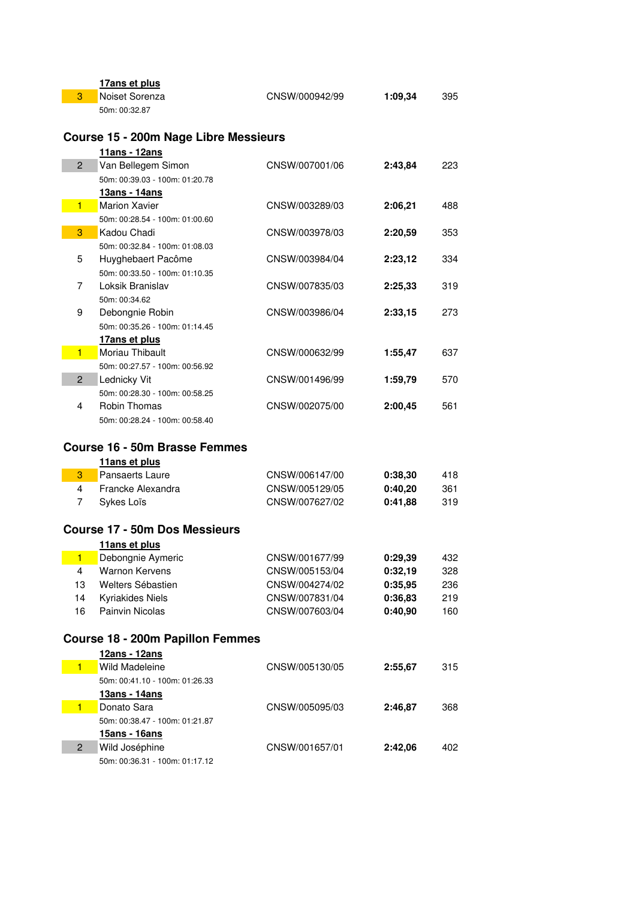**17ans et plus**

| Place | Nom | Licence | Temps | Points |
|---|---|---|---|---|
| 3 | Noiset Sorenza | CNSW/000942/99 | **1:09,34** | 395 |
| | 50m: 00:32.87 | | | |

## Course 15 - 200m Nage Libre Messieurs

| Place | Nom | Licence | Temps | Points |
|---|---|---|---|---|
| | **11ans - 12ans** | | | |
| 2 | Van Bellegem Simon | CNSW/007001/06 | **2:43,84** | 223 |
| | 50m: 00:39.03 - 100m: 01:20.78 | | | |
| | **13ans - 14ans** | | | |
| 1 | Marion Xavier | CNSW/003289/03 | **2:06,21** | 488 |
| | 50m: 00:28.54 - 100m: 01:00.60 | | | |
| 3 | Kadou Chadi | CNSW/003978/03 | **2:20,59** | 353 |
| | 50m: 00:32.84 - 100m: 01:08.03 | | | |
| 5 | Huyghebaert Pacôme | CNSW/003984/04 | **2:23,12** | 334 |
| | 50m: 00:33.50 - 100m: 01:10.35 | | | |
| 7 | Loksik Branislav | CNSW/007835/03 | **2:25,33** | 319 |
| | 50m: 00:34.62 | | | |
| 9 | Debongnie Robin | CNSW/003986/04 | **2:33,15** | 273 |
| | 50m: 00:35.26 - 100m: 01:14.45 | | | |
| | **17ans et plus** | | | |
| 1 | Moriau Thibault | CNSW/000632/99 | **1:55,47** | 637 |
| | 50m: 00:27.57 - 100m: 00:56.92 | | | |
| 2 | Lednicky Vit | CNSW/001496/99 | **1:59,79** | 570 |
| | 50m: 00:28.30 - 100m: 00:58.25 | | | |
| 4 | Robin Thomas | CNSW/002075/00 | **2:00,45** | 561 |
| | 50m: 00:28.24 - 100m: 00:58.40 | | | |

## Course 16 - 50m Brasse Femmes

| Place | Nom | Licence | Temps | Points |
|---|---|---|---|---|
| | **11ans et plus** | | | |
| 3 | Pansaerts Laure | CNSW/006147/00 | **0:38,30** | 418 |
| 4 | Francke Alexandra | CNSW/005129/05 | **0:40,20** | 361 |
| 7 | Sykes Loïs | CNSW/007627/02 | **0:41,88** | 319 |

## Course 17 - 50m Dos Messieurs

| Place | Nom | Licence | Temps | Points |
|---|---|---|---|---|
| | **11ans et plus** | | | |
| 1 | Debongnie Aymeric | CNSW/001677/99 | **0:29,39** | 432 |
| 4 | Warnon Kervens | CNSW/005153/04 | **0:32,19** | 328 |
| 13 | Welters Sébastien | CNSW/004274/02 | **0:35,95** | 236 |
| 14 | Kyriakides Niels | CNSW/007831/04 | **0:36,83** | 219 |
| 16 | Painvin Nicolas | CNSW/007603/04 | **0:40,90** | 160 |

## Course 18 - 200m Papillon Femmes

| Place | Nom | Licence | Temps | Points |
|---|---|---|---|---|
| | **12ans - 12ans** | | | |
| 1 | Wild Madeleine | CNSW/005130/05 | **2:55,67** | 315 |
| | 50m: 00:41.10 - 100m: 01:26.33 | | | |
| | **13ans - 14ans** | | | |
| 1 | Donato Sara | CNSW/005095/03 | **2:46,87** | 368 |
| | 50m: 00:38.47 - 100m: 01:21.87 | | | |
| | **15ans - 16ans** | | | |
| 2 | Wild Joséphine | CNSW/001657/01 | **2:42,06** | 402 |
| | 50m: 00:36.31 - 100m: 01:17.12 | | | |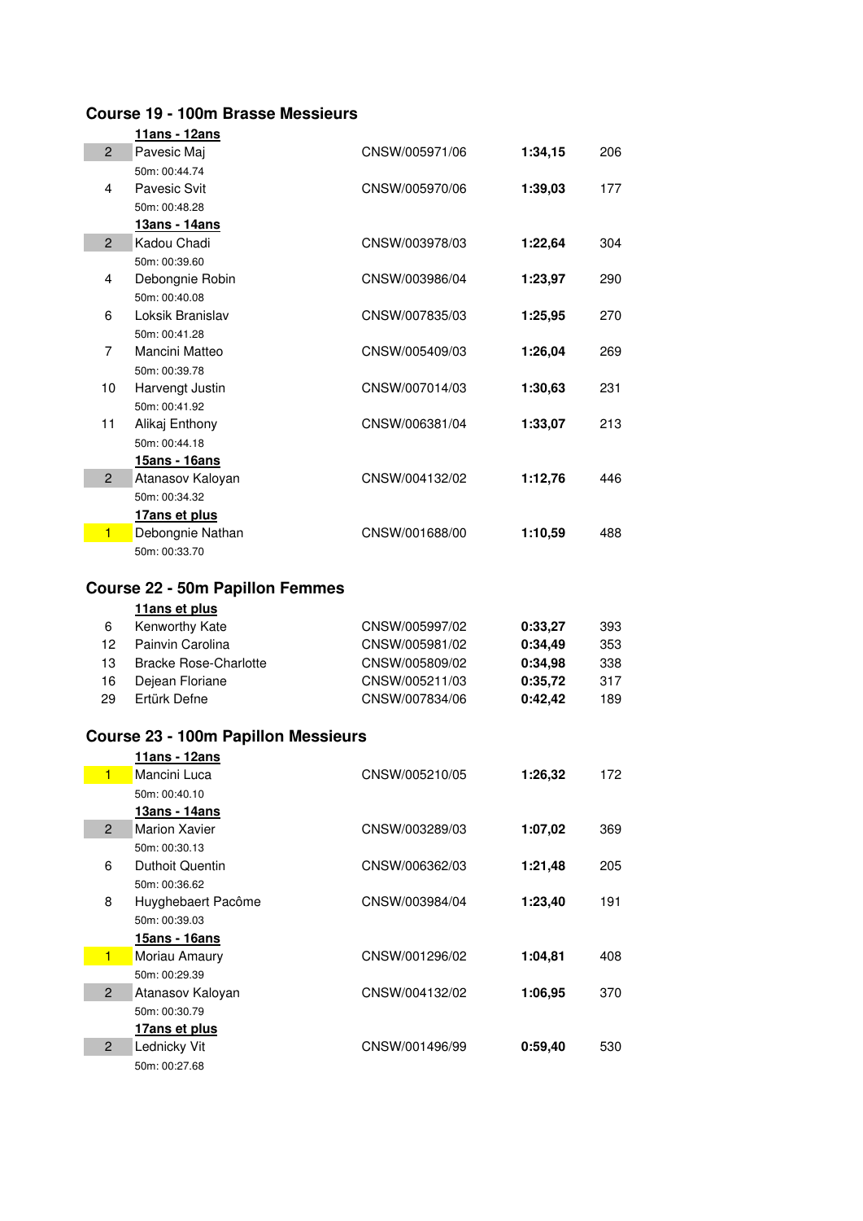## Course 19 - 100m Brasse Messieurs

**11ans - 12ans**

| Place | Nom | Licence | Temps | Points |
|---|---|---|---|---|
| 2 | Pavesic Maj | CNSW/005971/06 | **1:34,15** | 206 |
| | 50m: 00:44.74 | | | |
| 4 | Pavesic Svit | CNSW/005970/06 | **1:39,03** | 177 |
| | 50m: 00:48.28 | | | |

**13ans - 14ans**

| Place | Nom | Licence | Temps | Points |
|---|---|---|---|---|
| 2 | Kadou Chadi | CNSW/003978/03 | **1:22,64** | 304 |
| | 50m: 00:39.60 | | | |
| 4 | Debongnie Robin | CNSW/003986/04 | **1:23,97** | 290 |
| | 50m: 00:40.08 | | | |
| 6 | Loksik Branislav | CNSW/007835/03 | **1:25,95** | 270 |
| | 50m: 00:41.28 | | | |
| 7 | Mancini Matteo | CNSW/005409/03 | **1:26,04** | 269 |
| | 50m: 00:39.78 | | | |
| 10 | Harvengt Justin | CNSW/007014/03 | **1:30,63** | 231 |
| | 50m: 00:41.92 | | | |
| 11 | Alikaj Enthony | CNSW/006381/04 | **1:33,07** | 213 |
| | 50m: 00:44.18 | | | |

**15ans - 16ans**

| Place | Nom | Licence | Temps | Points |
|---|---|---|---|---|
| 2 | Atanasov Kaloyan | CNSW/004132/02 | **1:12,76** | 446 |
| | 50m: 00:34.32 | | | |

**17ans et plus**

| Place | Nom | Licence | Temps | Points |
|---|---|---|---|---|
| 1 | Debongnie Nathan | CNSW/001688/00 | **1:10,59** | 488 |
| | 50m: 00:33.70 | | | |

## Course 22 - 50m Papillon Femmes

**11ans et plus**

| Place | Nom | Licence | Temps | Points |
|---|---|---|---|---|
| 6 | Kenworthy Kate | CNSW/005997/02 | **0:33,27** | 393 |
| 12 | Painvin Carolina | CNSW/005981/02 | **0:34,49** | 353 |
| 13 | Bracke Rose-Charlotte | CNSW/005809/02 | **0:34,98** | 338 |
| 16 | Dejean Floriane | CNSW/005211/03 | **0:35,72** | 317 |
| 29 | Ertürk Defne | CNSW/007834/06 | **0:42,42** | 189 |

## Course 23 - 100m Papillon Messieurs

**11ans - 12ans**

| Place | Nom | Licence | Temps | Points |
|---|---|---|---|---|
| 1 | Mancini Luca | CNSW/005210/05 | **1:26,32** | 172 |
| | 50m: 00:40.10 | | | |

**13ans - 14ans**

| Place | Nom | Licence | Temps | Points |
|---|---|---|---|---|
| 2 | Marion Xavier | CNSW/003289/03 | **1:07,02** | 369 |
| | 50m: 00:30.13 | | | |
| 6 | Duthoit Quentin | CNSW/006362/03 | **1:21,48** | 205 |
| | 50m: 00:36.62 | | | |
| 8 | Huyghebaert Pacôme | CNSW/003984/04 | **1:23,40** | 191 |
| | 50m: 00:39.03 | | | |

**15ans - 16ans**

| Place | Nom | Licence | Temps | Points |
|---|---|---|---|---|
| 1 | Moriau Amaury | CNSW/001296/02 | **1:04,81** | 408 |
| | 50m: 00:29.39 | | | |
| 2 | Atanasov Kaloyan | CNSW/004132/02 | **1:06,95** | 370 |
| | 50m: 00:30.79 | | | |

**17ans et plus**

| Place | Nom | Licence | Temps | Points |
|---|---|---|---|---|
| 2 | Lednicky Vit | CNSW/001496/99 | **0:59,40** | 530 |
| | 50m: 00:27.68 | | | |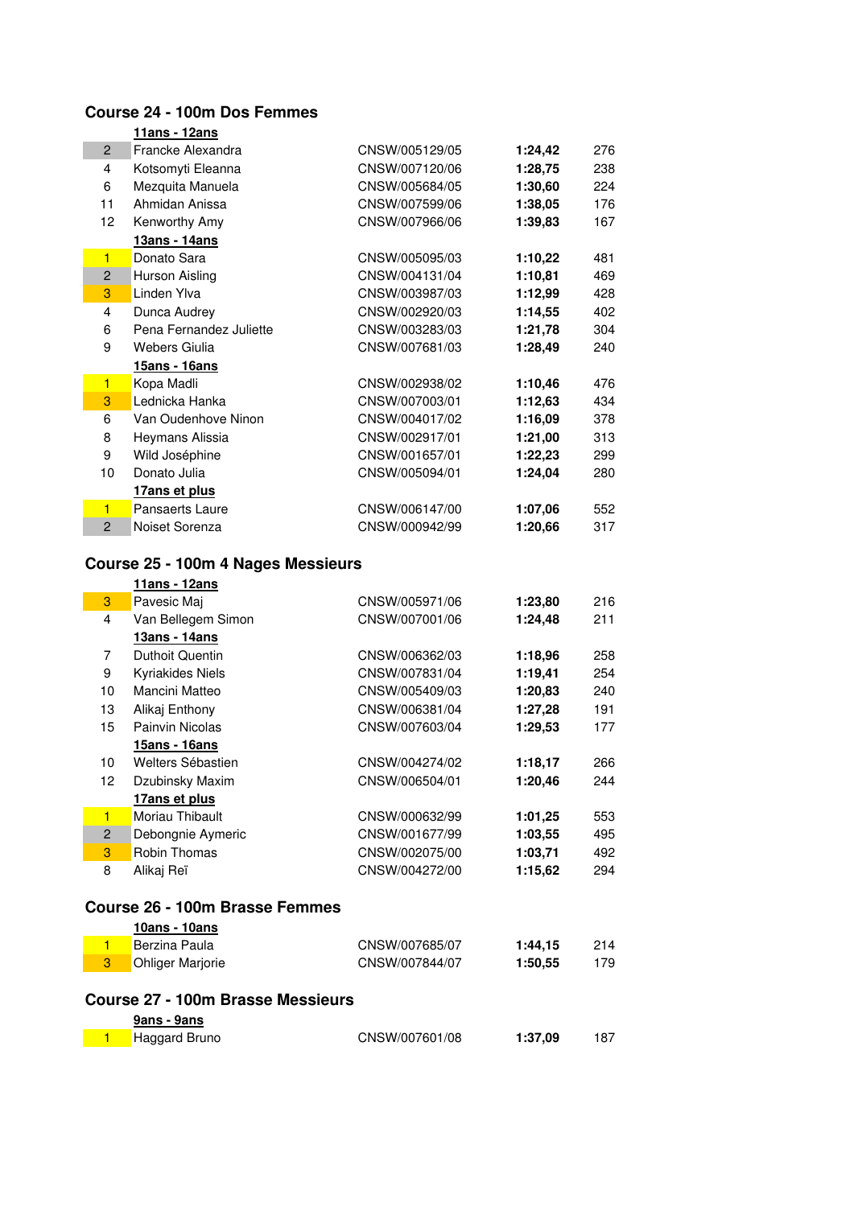## Course 24 - 100m Dos Femmes

| Place | Nom | Licence | Temps | Points |
|---|---|---|---|---|
| | **11ans - 12ans** | | | |
| 2 | Francke Alexandra | CNSW/005129/05 | **1:24,42** | 276 |
| 4 | Kotsomyti Eleanna | CNSW/007120/06 | **1:28,75** | 238 |
| 6 | Mezquita Manuela | CNSW/005684/05 | **1:30,60** | 224 |
| 11 | Ahmidan Anissa | CNSW/007599/06 | **1:38,05** | 176 |
| 12 | Kenworthy Amy | CNSW/007966/06 | **1:39,83** | 167 |
| | **13ans - 14ans** | | | |
| 1 | Donato Sara | CNSW/005095/03 | **1:10,22** | 481 |
| 2 | Hurson Aisling | CNSW/004131/04 | **1:10,81** | 469 |
| 3 | Linden Ylva | CNSW/003987/03 | **1:12,99** | 428 |
| 4 | Dunca Audrey | CNSW/002920/03 | **1:14,55** | 402 |
| 6 | Pena Fernandez Juliette | CNSW/003283/03 | **1:21,78** | 304 |
| 9 | Webers Giulia | CNSW/007681/03 | **1:28,49** | 240 |
| | **15ans - 16ans** | | | |
| 1 | Kopa Madli | CNSW/002938/02 | **1:10,46** | 476 |
| 3 | Lednicka Hanka | CNSW/007003/01 | **1:12,63** | 434 |
| 6 | Van Oudenhove Ninon | CNSW/004017/02 | **1:16,09** | 378 |
| 8 | Heymans Alissia | CNSW/002917/01 | **1:21,00** | 313 |
| 9 | Wild Joséphine | CNSW/001657/01 | **1:22,23** | 299 |
| 10 | Donato Julia | CNSW/005094/01 | **1:24,04** | 280 |
| | **17ans et plus** | | | |
| 1 | Pansaerts Laure | CNSW/006147/00 | **1:07,06** | 552 |
| 2 | Noiset Sorenza | CNSW/000942/99 | **1:20,66** | 317 |

## Course 25 - 100m 4 Nages Messieurs

| Place | Nom | Licence | Temps | Points |
|---|---|---|---|---|
| | **11ans - 12ans** | | | |
| 3 | Pavesic Maj | CNSW/005971/06 | **1:23,80** | 216 |
| 4 | Van Bellegem Simon | CNSW/007001/06 | **1:24,48** | 211 |
| | **13ans - 14ans** | | | |
| 7 | Duthoit Quentin | CNSW/006362/03 | **1:18,96** | 258 |
| 9 | Kyriakides Niels | CNSW/007831/04 | **1:19,41** | 254 |
| 10 | Mancini Matteo | CNSW/005409/03 | **1:20,83** | 240 |
| 13 | Alikaj Enthony | CNSW/006381/04 | **1:27,28** | 191 |
| 15 | Painvin Nicolas | CNSW/007603/04 | **1:29,53** | 177 |
| | **15ans - 16ans** | | | |
| 10 | Welters Sébastien | CNSW/004274/02 | **1:18,17** | 266 |
| 12 | Dzubinsky Maxim | CNSW/006504/01 | **1:20,46** | 244 |
| | **17ans et plus** | | | |
| 1 | Moriau Thibault | CNSW/000632/99 | **1:01,25** | 553 |
| 2 | Debongnie Aymeric | CNSW/001677/99 | **1:03,55** | 495 |
| 3 | Robin Thomas | CNSW/002075/00 | **1:03,71** | 492 |
| 8 | Alikaj Reï | CNSW/004272/00 | **1:15,62** | 294 |

## Course 26 - 100m Brasse Femmes

| Place | Nom | Licence | Temps | Points |
|---|---|---|---|---|
| | **10ans - 10ans** | | | |
| 1 | Berzina Paula | CNSW/007685/07 | **1:44,15** | 214 |
| 3 | Ohliger Marjorie | CNSW/007844/07 | **1:50,55** | 179 |

## Course 27 - 100m Brasse Messieurs

| Place | Nom | Licence | Temps | Points |
|---|---|---|---|---|
| | **9ans - 9ans** | | | |
| 1 | Haggard Bruno | CNSW/007601/08 | **1:37,09** | 187 |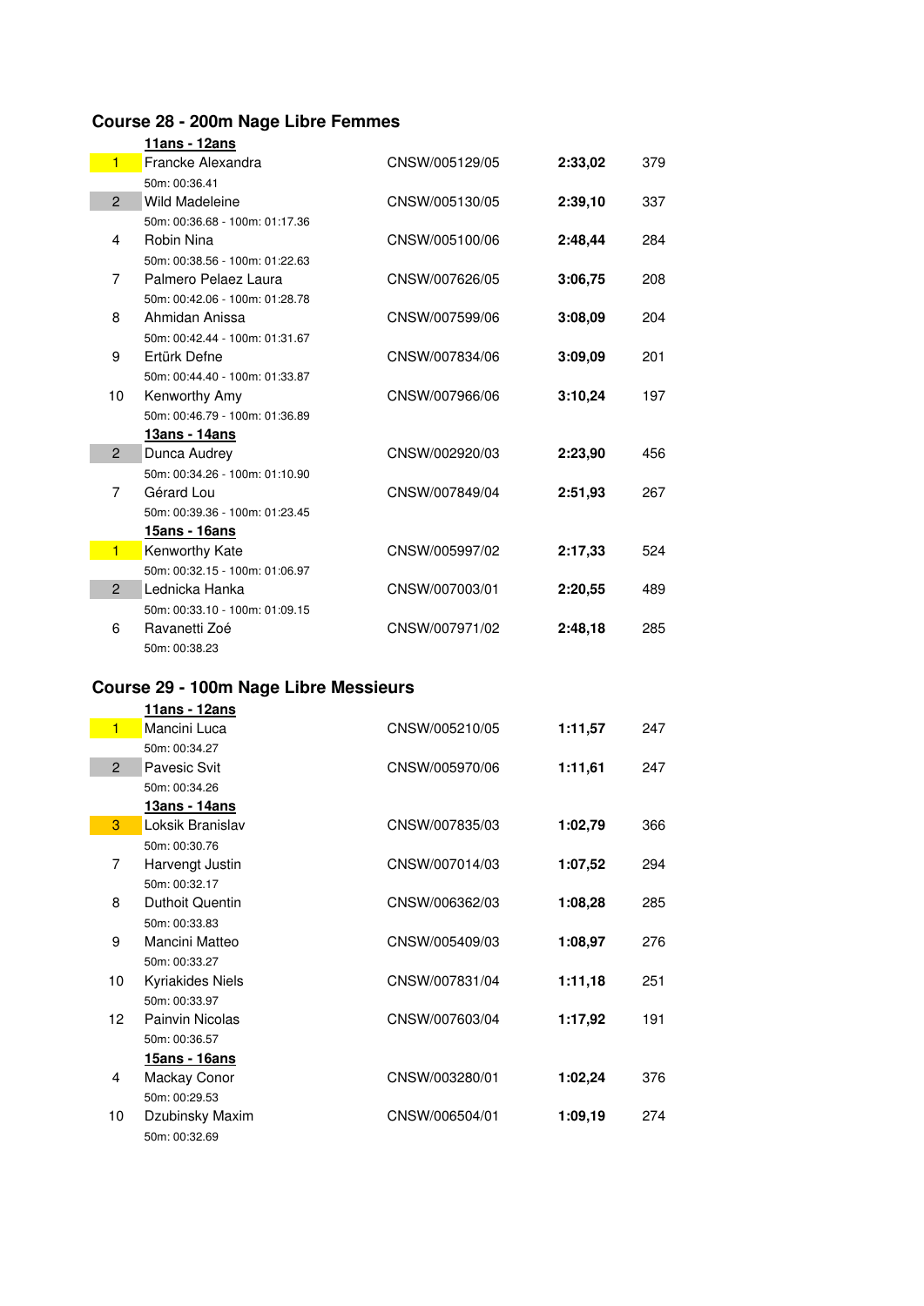## Course 28 - 200m Nage Libre Femmes

**11ans - 12ans**

| Rang | Nom | Licence | Temps | Points |
|---|---|---|---|---|
| 1 | Francke Alexandra<br>50m: 00:36.41 | CNSW/005129/05 | **2:33,02** | 379 |
| 2 | Wild Madeleine<br>50m: 00:36.68 - 100m: 01:17.36 | CNSW/005130/05 | **2:39,10** | 337 |
| 4 | Robin Nina<br>50m: 00:38.56 - 100m: 01:22.63 | CNSW/005100/06 | **2:48,44** | 284 |
| 7 | Palmero Pelaez Laura<br>50m: 00:42.06 - 100m: 01:28.78 | CNSW/007626/05 | **3:06,75** | 208 |
| 8 | Ahmidan Anissa<br>50m: 00:42.44 - 100m: 01:31.67 | CNSW/007599/06 | **3:08,09** | 204 |
| 9 | Ertürk Defne<br>50m: 00:44.40 - 100m: 01:33.87 | CNSW/007834/06 | **3:09,09** | 201 |
| 10 | Kenworthy Amy<br>50m: 00:46.79 - 100m: 01:36.89 | CNSW/007966/06 | **3:10,24** | 197 |

**13ans - 14ans**

| Rang | Nom | Licence | Temps | Points |
|---|---|---|---|---|
| 2 | Dunca Audrey<br>50m: 00:34.26 - 100m: 01:10.90 | CNSW/002920/03 | **2:23,90** | 456 |
| 7 | Gérard Lou<br>50m: 00:39.36 - 100m: 01:23.45 | CNSW/007849/04 | **2:51,93** | 267 |

**15ans - 16ans**

| Rang | Nom | Licence | Temps | Points |
|---|---|---|---|---|
| 1 | Kenworthy Kate<br>50m: 00:32.15 - 100m: 01:06.97 | CNSW/005997/02 | **2:17,33** | 524 |
| 2 | Lednicka Hanka<br>50m: 00:33.10 - 100m: 01:09.15 | CNSW/007003/01 | **2:20,55** | 489 |
| 6 | Ravanetti Zoé<br>50m: 00:38.23 | CNSW/007971/02 | **2:48,18** | 285 |

## Course 29 - 100m Nage Libre Messieurs

**11ans - 12ans**

| Rang | Nom | Licence | Temps | Points |
|---|---|---|---|---|
| 1 | Mancini Luca<br>50m: 00:34.27 | CNSW/005210/05 | **1:11,57** | 247 |
| 2 | Pavesic Svit<br>50m: 00:34.26 | CNSW/005970/06 | **1:11,61** | 247 |

**13ans - 14ans**

| Rang | Nom | Licence | Temps | Points |
|---|---|---|---|---|
| 3 | Loksik Branislav<br>50m: 00:30.76 | CNSW/007835/03 | **1:02,79** | 366 |
| 7 | Harvengt Justin<br>50m: 00:32.17 | CNSW/007014/03 | **1:07,52** | 294 |
| 8 | Duthoit Quentin<br>50m: 00:33.83 | CNSW/006362/03 | **1:08,28** | 285 |
| 9 | Mancini Matteo<br>50m: 00:33.27 | CNSW/005409/03 | **1:08,97** | 276 |
| 10 | Kyriakides Niels<br>50m: 00:33.97 | CNSW/007831/04 | **1:11,18** | 251 |
| 12 | Painvin Nicolas<br>50m: 00:36.57 | CNSW/007603/04 | **1:17,92** | 191 |

**15ans - 16ans**

| Rang | Nom | Licence | Temps | Points |
|---|---|---|---|---|
| 4 | Mackay Conor<br>50m: 00:29.53 | CNSW/003280/01 | **1:02,24** | 376 |
| 10 | Dzubinsky Maxim<br>50m: 00:32.69 | CNSW/006504/01 | **1:09,19** | 274 |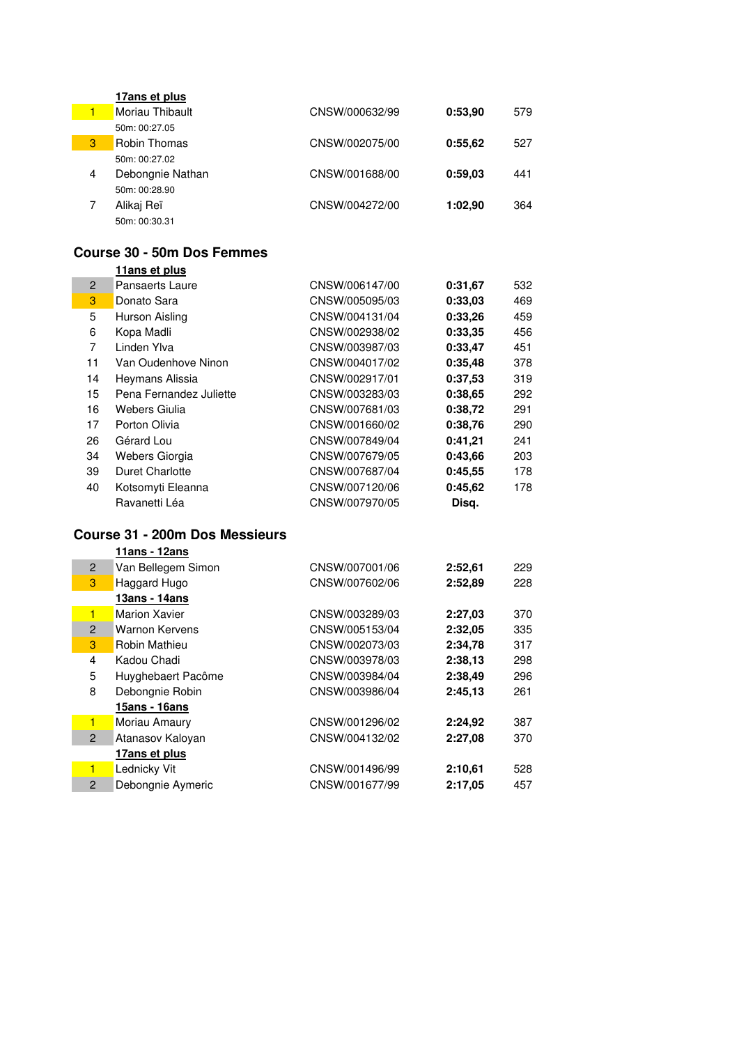**17ans et plus**

| | | | | |
|---|---|---|---|---|
| 1 | Moriau Thibault | CNSW/000632/99 | **0:53,90** | 579 |
| | 50m: 00:27.05 | | | |
| 3 | Robin Thomas | CNSW/002075/00 | **0:55,62** | 527 |
| | 50m: 00:27.02 | | | |
| 4 | Debongnie Nathan | CNSW/001688/00 | **0:59,03** | 441 |
| | 50m: 00:28.90 | | | |
| 7 | Alikaj Reï | CNSW/004272/00 | **1:02,90** | 364 |
| | 50m: 00:30.31 | | | |

## Course 30 - 50m Dos Femmes

**11ans et plus**

| | | | | |
|---|---|---|---|---|
| 2 | Pansaerts Laure | CNSW/006147/00 | **0:31,67** | 532 |
| 3 | Donato Sara | CNSW/005095/03 | **0:33,03** | 469 |
| 5 | Hurson Aisling | CNSW/004131/04 | **0:33,26** | 459 |
| 6 | Kopa Madli | CNSW/002938/02 | **0:33,35** | 456 |
| 7 | Linden Ylva | CNSW/003987/03 | **0:33,47** | 451 |
| 11 | Van Oudenhove Ninon | CNSW/004017/02 | **0:35,48** | 378 |
| 14 | Heymans Alissia | CNSW/002917/01 | **0:37,53** | 319 |
| 15 | Pena Fernandez Juliette | CNSW/003283/03 | **0:38,65** | 292 |
| 16 | Webers Giulia | CNSW/007681/03 | **0:38,72** | 291 |
| 17 | Porton Olivia | CNSW/001660/02 | **0:38,76** | 290 |
| 26 | Gérard Lou | CNSW/007849/04 | **0:41,21** | 241 |
| 34 | Webers Giorgia | CNSW/007679/05 | **0:43,66** | 203 |
| 39 | Duret Charlotte | CNSW/007687/04 | **0:45,55** | 178 |
| 40 | Kotsomyti Eleanna | CNSW/007120/06 | **0:45,62** | 178 |
| | Ravanetti Léa | CNSW/007970/05 | **Disq.** | |

## Course 31 - 200m Dos Messieurs

**11ans - 12ans**

| | | | | |
|---|---|---|---|---|
| 2 | Van Bellegem Simon | CNSW/007001/06 | **2:52,61** | 229 |
| 3 | Haggard Hugo | CNSW/007602/06 | **2:52,89** | 228 |

**13ans - 14ans**

| | | | | |
|---|---|---|---|---|
| 1 | Marion Xavier | CNSW/003289/03 | **2:27,03** | 370 |
| 2 | Warnon Kervens | CNSW/005153/04 | **2:32,05** | 335 |
| 3 | Robin Mathieu | CNSW/002073/03 | **2:34,78** | 317 |
| 4 | Kadou Chadi | CNSW/003978/03 | **2:38,13** | 298 |
| 5 | Huyghebaert Pacôme | CNSW/003984/04 | **2:38,49** | 296 |
| 8 | Debongnie Robin | CNSW/003986/04 | **2:45,13** | 261 |

**15ans - 16ans**

| | | | | |
|---|---|---|---|---|
| 1 | Moriau Amaury | CNSW/001296/02 | **2:24,92** | 387 |
| 2 | Atanasov Kaloyan | CNSW/004132/02 | **2:27,08** | 370 |

**17ans et plus**

| | | | | |
|---|---|---|---|---|
| 1 | Lednicky Vit | CNSW/001496/99 | **2:10,61** | 528 |
| 2 | Debongnie Aymeric | CNSW/001677/99 | **2:17,05** | 457 |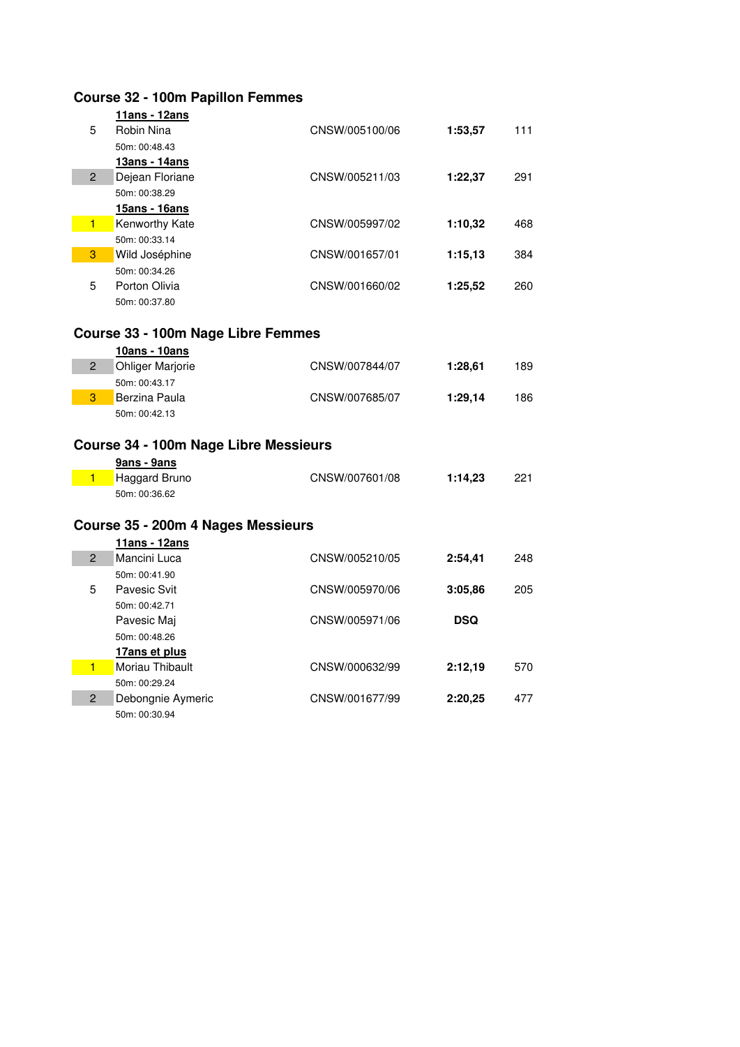## Course 32 - 100m Papillon Femmes

**11ans - 12ans**

| Place | Nom | Licence | Temps | Points |
|---|---|---|---|---|
| 5 | Robin Nina<br>50m: 00:48.43 | CNSW/005100/06 | **1:53,57** | 111 |

**13ans - 14ans**

| Place | Nom | Licence | Temps | Points |
|---|---|---|---|---|
| 2 | Dejean Floriane<br>50m: 00:38.29 | CNSW/005211/03 | **1:22,37** | 291 |

**15ans - 16ans**

| Place | Nom | Licence | Temps | Points |
|---|---|---|---|---|
| 1 | Kenworthy Kate<br>50m: 00:33.14 | CNSW/005997/02 | **1:10,32** | 468 |
| 3 | Wild Joséphine<br>50m: 00:34.26 | CNSW/001657/01 | **1:15,13** | 384 |
| 5 | Porton Olivia<br>50m: 00:37.80 | CNSW/001660/02 | **1:25,52** | 260 |

## Course 33 - 100m Nage Libre Femmes

**10ans - 10ans**

| Place | Nom | Licence | Temps | Points |
|---|---|---|---|---|
| 2 | Ohliger Marjorie<br>50m: 00:43.17 | CNSW/007844/07 | **1:28,61** | 189 |
| 3 | Berzina Paula<br>50m: 00:42.13 | CNSW/007685/07 | **1:29,14** | 186 |

## Course 34 - 100m Nage Libre Messieurs

**9ans - 9ans**

| Place | Nom | Licence | Temps | Points |
|---|---|---|---|---|
| 1 | Haggard Bruno<br>50m: 00:36.62 | CNSW/007601/08 | **1:14,23** | 221 |

## Course 35 - 200m 4 Nages Messieurs

**11ans - 12ans**

| Place | Nom | Licence | Temps | Points |
|---|---|---|---|---|
| 2 | Mancini Luca<br>50m: 00:41.90 | CNSW/005210/05 | **2:54,41** | 248 |
| 5 | Pavesic Svit<br>50m: 00:42.71 | CNSW/005970/06 | **3:05,86** | 205 |
| | Pavesic Maj<br>50m: 00:48.26 | CNSW/005971/06 | **DSQ** | |

**17ans et plus**

| Place | Nom | Licence | Temps | Points |
|---|---|---|---|---|
| 1 | Moriau Thibault<br>50m: 00:29.24 | CNSW/000632/99 | **2:12,19** | 570 |
| 2 | Debongnie Aymeric<br>50m: 00:30.94 | CNSW/001677/99 | **2:20,25** | 477 |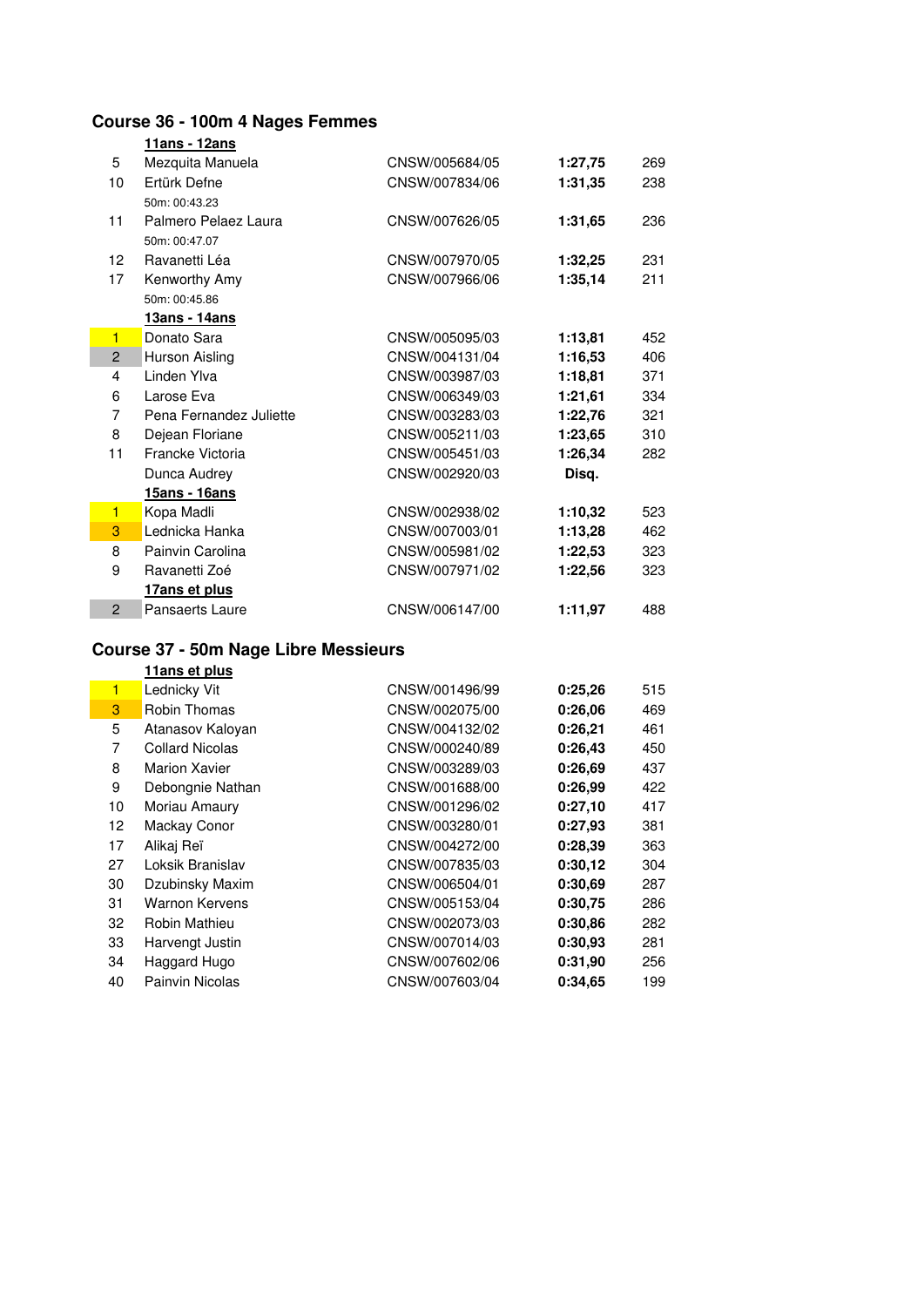## Course 36 - 100m 4 Nages Femmes

| | | | | |
|---|---|---|---|---|
| | **11ans - 12ans** | | | |
| 5 | Mezquita Manuela | CNSW/005684/05 | **1:27,75** | 269 |
| 10 | Ertürk Defne | CNSW/007834/06 | **1:31,35** | 238 |
| | 50m: 00:43.23 | | | |
| 11 | Palmero Pelaez Laura | CNSW/007626/05 | **1:31,65** | 236 |
| | 50m: 00:47.07 | | | |
| 12 | Ravanetti Léa | CNSW/007970/05 | **1:32,25** | 231 |
| 17 | Kenworthy Amy | CNSW/007966/06 | **1:35,14** | 211 |
| | 50m: 00:45.86 | | | |
| | **13ans - 14ans** | | | |
| 1 | Donato Sara | CNSW/005095/03 | **1:13,81** | 452 |
| 2 | Hurson Aisling | CNSW/004131/04 | **1:16,53** | 406 |
| 4 | Linden Ylva | CNSW/003987/03 | **1:18,81** | 371 |
| 6 | Larose Eva | CNSW/006349/03 | **1:21,61** | 334 |
| 7 | Pena Fernandez Juliette | CNSW/003283/03 | **1:22,76** | 321 |
| 8 | Dejean Floriane | CNSW/005211/03 | **1:23,65** | 310 |
| 11 | Francke Victoria | CNSW/005451/03 | **1:26,34** | 282 |
| | Dunca Audrey | CNSW/002920/03 | **Disq.** | |
| | **15ans - 16ans** | | | |
| 1 | Kopa Madli | CNSW/002938/02 | **1:10,32** | 523 |
| 3 | Lednicka Hanka | CNSW/007003/01 | **1:13,28** | 462 |
| 8 | Painvin Carolina | CNSW/005981/02 | **1:22,53** | 323 |
| 9 | Ravanetti Zoé | CNSW/007971/02 | **1:22,56** | 323 |
| | **17ans et plus** | | | |
| 2 | Pansaerts Laure | CNSW/006147/00 | **1:11,97** | 488 |

## Course 37 - 50m Nage Libre Messieurs

| | | | | |
|---|---|---|---|---|
| | **11ans et plus** | | | |
| 1 | Lednicky Vit | CNSW/001496/99 | **0:25,26** | 515 |
| 3 | Robin Thomas | CNSW/002075/00 | **0:26,06** | 469 |
| 5 | Atanasov Kaloyan | CNSW/004132/02 | **0:26,21** | 461 |
| 7 | Collard Nicolas | CNSW/000240/89 | **0:26,43** | 450 |
| 8 | Marion Xavier | CNSW/003289/03 | **0:26,69** | 437 |
| 9 | Debongnie Nathan | CNSW/001688/00 | **0:26,99** | 422 |
| 10 | Moriau Amaury | CNSW/001296/02 | **0:27,10** | 417 |
| 12 | Mackay Conor | CNSW/003280/01 | **0:27,93** | 381 |
| 17 | Alikaj Reï | CNSW/004272/00 | **0:28,39** | 363 |
| 27 | Loksik Branislav | CNSW/007835/03 | **0:30,12** | 304 |
| 30 | Dzubinsky Maxim | CNSW/006504/01 | **0:30,69** | 287 |
| 31 | Warnon Kervens | CNSW/005153/04 | **0:30,75** | 286 |
| 32 | Robin Mathieu | CNSW/002073/03 | **0:30,86** | 282 |
| 33 | Harvengt Justin | CNSW/007014/03 | **0:30,93** | 281 |
| 34 | Haggard Hugo | CNSW/007602/06 | **0:31,90** | 256 |
| 40 | Painvin Nicolas | CNSW/007603/04 | **0:34,65** | 199 |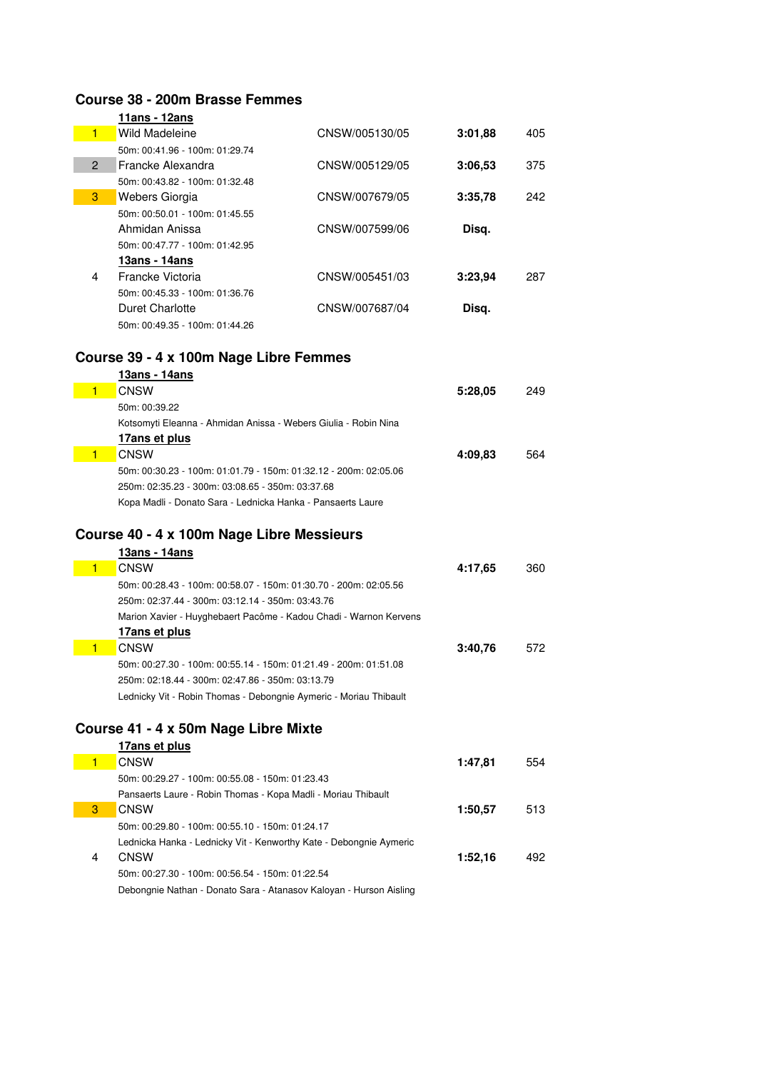## Course 38 - 200m Brasse Femmes

**11ans - 12ans**

| | | | | |
|---|---|---|---|---|
| 1 | Wild Madeleine | CNSW/005130/05 | **3:01,88** | 405 |
| | 50m: 00:41.96 - 100m: 01:29.74 | | | |
| 2 | Francke Alexandra | CNSW/005129/05 | **3:06,53** | 375 |
| | 50m: 00:43.82 - 100m: 01:32.48 | | | |
| 3 | Webers Giorgia | CNSW/007679/05 | **3:35,78** | 242 |
| | 50m: 00:50.01 - 100m: 01:45.55 | | | |
| | Ahmidan Anissa | CNSW/007599/06 | **Disq.** | |
| | 50m: 00:47.77 - 100m: 01:42.95 | | | |

**13ans - 14ans**

| | | | | |
|---|---|---|---|---|
| 4 | Francke Victoria | CNSW/005451/03 | **3:23,94** | 287 |
| | 50m: 00:45.33 - 100m: 01:36.76 | | | |
| | Duret Charlotte | CNSW/007687/04 | **Disq.** | |
| | 50m: 00:49.35 - 100m: 01:44.26 | | | |

## Course 39 - 4 x 100m Nage Libre Femmes

**13ans - 14ans**

| | | | |
|---|---|---|---|
| 1 | CNSW | **5:28,05** | 249 |
| | 50m: 00:39.22 | | |
| | Kotsomyti Eleanna - Ahmidan Anissa - Webers Giulia - Robin Nina | | |

**17ans et plus**

| | | | |
|---|---|---|---|
| 1 | CNSW | **4:09,83** | 564 |
| | 50m: 00:30.23 - 100m: 01:01.79 - 150m: 01:32.12 - 200m: 02:05.06 | | |
| | 250m: 02:35.23 - 300m: 03:08.65 - 350m: 03:37.68 | | |
| | Kopa Madli - Donato Sara - Lednicka Hanka - Pansaerts Laure | | |

## Course 40 - 4 x 100m Nage Libre Messieurs

**13ans - 14ans**

| | | | |
|---|---|---|---|
| 1 | CNSW | **4:17,65** | 360 |
| | 50m: 00:28.43 - 100m: 00:58.07 - 150m: 01:30.70 - 200m: 02:05.56 | | |
| | 250m: 02:37.44 - 300m: 03:12.14 - 350m: 03:43.76 | | |
| | Marion Xavier - Huyghebaert Pacôme - Kadou Chadi - Warnon Kervens | | |

**17ans et plus**

| | | | |
|---|---|---|---|
| 1 | CNSW | **3:40,76** | 572 |
| | 50m: 00:27.30 - 100m: 00:55.14 - 150m: 01:21.49 - 200m: 01:51.08 | | |
| | 250m: 02:18.44 - 300m: 02:47.86 - 350m: 03:13.79 | | |
| | Lednicky Vit - Robin Thomas - Debongnie Aymeric - Moriau Thibault | | |

## Course 41 - 4 x 50m Nage Libre Mixte

**17ans et plus**

| | | | |
|---|---|---|---|
| 1 | CNSW | **1:47,81** | 554 |
| | 50m: 00:29.27 - 100m: 00:55.08 - 150m: 01:23.43 | | |
| | Pansaerts Laure - Robin Thomas - Kopa Madli - Moriau Thibault | | |
| 3 | CNSW | **1:50,57** | 513 |
| | 50m: 00:29.80 - 100m: 00:55.10 - 150m: 01:24.17 | | |
| | Lednicka Hanka - Lednicky Vit - Kenworthy Kate - Debongnie Aymeric | | |
| 4 | CNSW | **1:52,16** | 492 |
| | 50m: 00:27.30 - 100m: 00:56.54 - 150m: 01:22.54 | | |
| | Debongnie Nathan - Donato Sara - Atanasov Kaloyan - Hurson Aisling | | |